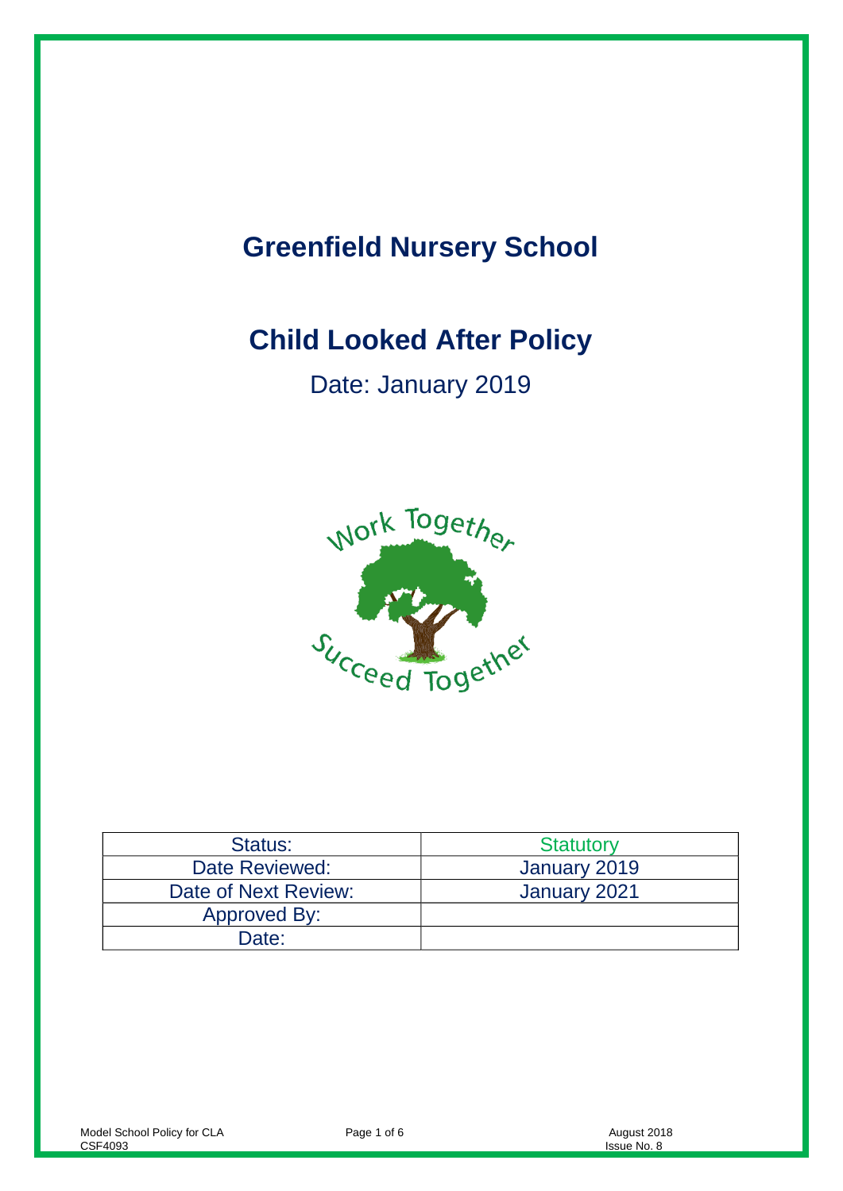# Greenfield Nursery School

# Child Looked After Policy

Date: January 2019

Work Together

Succeed Together

| Status: | Statutory |
| --- | --- |
| Date Reviewed: | January 2019 |
| Date of Next Review: | January 2021 |
| Approved By: | |
| Date: | |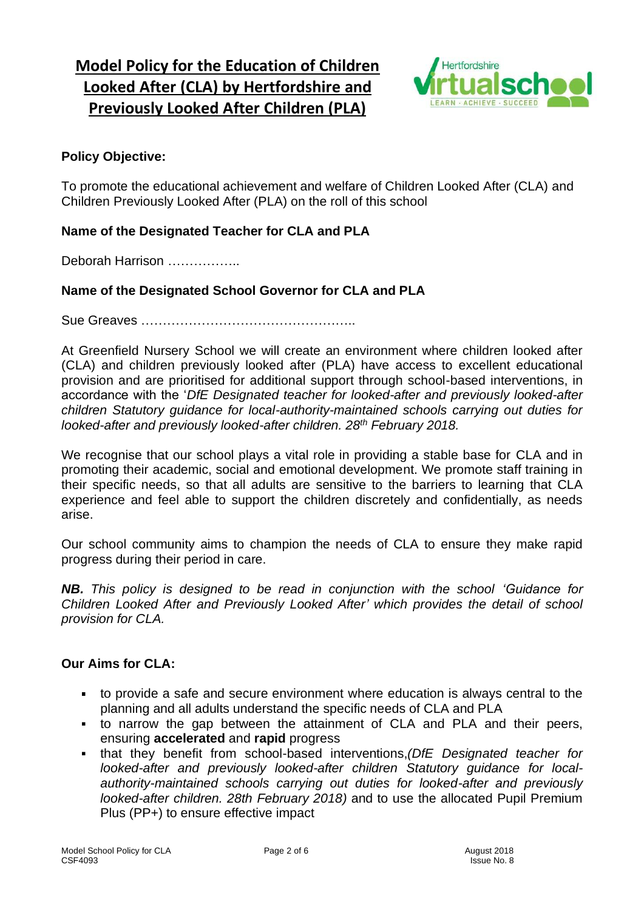# Model Policy for the Education of Children Looked After (CLA) by Hertfordshire and Previously Looked After Children (PLA)

**Policy Objective:**

To promote the educational achievement and welfare of Children Looked After (CLA) and Children Previously Looked After (PLA) on the roll of this school

**Name of the Designated Teacher for CLA and PLA**

Deborah Harrison ……………..

**Name of the Designated School Governor for CLA and PLA**

Sue Greaves …………………………………………..

At Greenfield Nursery School we will create an environment where children looked after (CLA) and children previously looked after (PLA) have access to excellent educational provision and are prioritised for additional support through school-based interventions, in accordance with the '*DfE Designated teacher for looked-after and previously looked-after children Statutory guidance for local-authority-maintained schools carrying out duties for looked-after and previously looked-after children. 28th February 2018.*

We recognise that our school plays a vital role in providing a stable base for CLA and in promoting their academic, social and emotional development. We promote staff training in their specific needs, so that all adults are sensitive to the barriers to learning that CLA experience and feel able to support the children discretely and confidentially, as needs arise.

Our school community aims to champion the needs of CLA to ensure they make rapid progress during their period in care.

***NB.*** *This policy is designed to be read in conjunction with the school 'Guidance for Children Looked After and Previously Looked After' which provides the detail of school provision for CLA.*

**Our Aims for CLA:**

- to provide a safe and secure environment where education is always central to the planning and all adults understand the specific needs of CLA and PLA
- to narrow the gap between the attainment of CLA and PLA and their peers, ensuring **accelerated** and **rapid** progress
- that they benefit from school-based interventions,*(DfE Designated teacher for looked-after and previously looked-after children Statutory guidance for local-authority-maintained schools carrying out duties for looked-after and previously looked-after children. 28th February 2018)* and to use the allocated Pupil Premium Plus (PP+) to ensure effective impact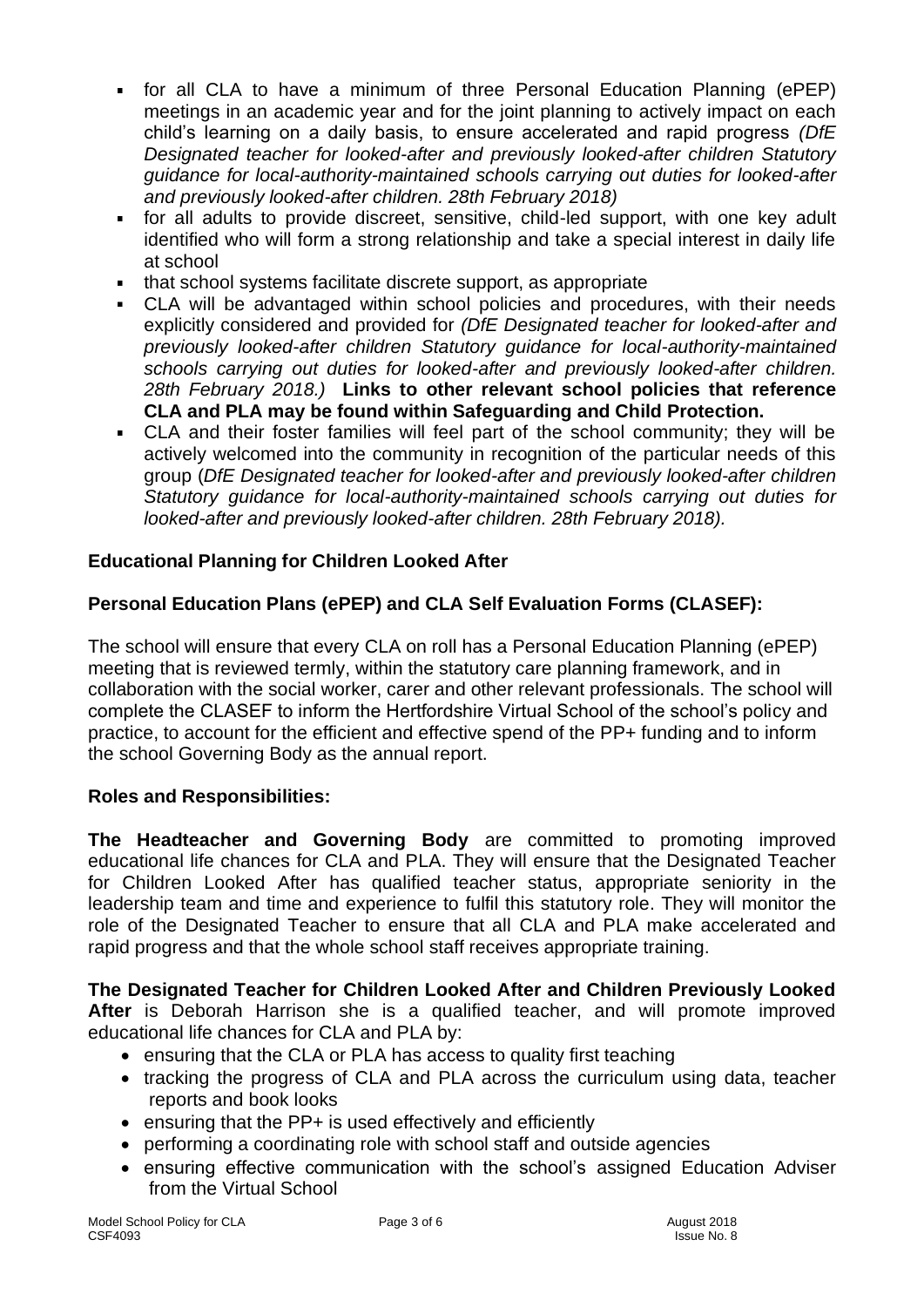- for all CLA to have a minimum of three Personal Education Planning (ePEP) meetings in an academic year and for the joint planning to actively impact on each child's learning on a daily basis, to ensure accelerated and rapid progress *(DfE Designated teacher for looked-after and previously looked-after children Statutory guidance for local-authority-maintained schools carrying out duties for looked-after and previously looked-after children. 28th February 2018)*
- for all adults to provide discreet, sensitive, child-led support, with one key adult identified who will form a strong relationship and take a special interest in daily life at school
- that school systems facilitate discrete support, as appropriate
- CLA will be advantaged within school policies and procedures, with their needs explicitly considered and provided for *(DfE Designated teacher for looked-after and previously looked-after children Statutory guidance for local-authority-maintained schools carrying out duties for looked-after and previously looked-after children. 28th February 2018.)* **Links to other relevant school policies that reference CLA and PLA may be found within Safeguarding and Child Protection.**
- CLA and their foster families will feel part of the school community; they will be actively welcomed into the community in recognition of the particular needs of this group (*DfE Designated teacher for looked-after and previously looked-after children Statutory guidance for local-authority-maintained schools carrying out duties for looked-after and previously looked-after children. 28th February 2018).*

**Educational Planning for Children Looked After**

**Personal Education Plans (ePEP) and CLA Self Evaluation Forms (CLASEF):**

The school will ensure that every CLA on roll has a Personal Education Planning (ePEP) meeting that is reviewed termly, within the statutory care planning framework, and in collaboration with the social worker, carer and other relevant professionals. The school will complete the CLASEF to inform the Hertfordshire Virtual School of the school's policy and practice, to account for the efficient and effective spend of the PP+ funding and to inform the school Governing Body as the annual report.

**Roles and Responsibilities:**

**The Headteacher and Governing Body** are committed to promoting improved educational life chances for CLA and PLA. They will ensure that the Designated Teacher for Children Looked After has qualified teacher status, appropriate seniority in the leadership team and time and experience to fulfil this statutory role. They will monitor the role of the Designated Teacher to ensure that all CLA and PLA make accelerated and rapid progress and that the whole school staff receives appropriate training.

**The Designated Teacher for Children Looked After and Children Previously Looked After** is Deborah Harrison she is a qualified teacher, and will promote improved educational life chances for CLA and PLA by:

- ensuring that the CLA or PLA has access to quality first teaching
- tracking the progress of CLA and PLA across the curriculum using data, teacher reports and book looks
- ensuring that the PP+ is used effectively and efficiently
- performing a coordinating role with school staff and outside agencies
- ensuring effective communication with the school's assigned Education Adviser from the Virtual School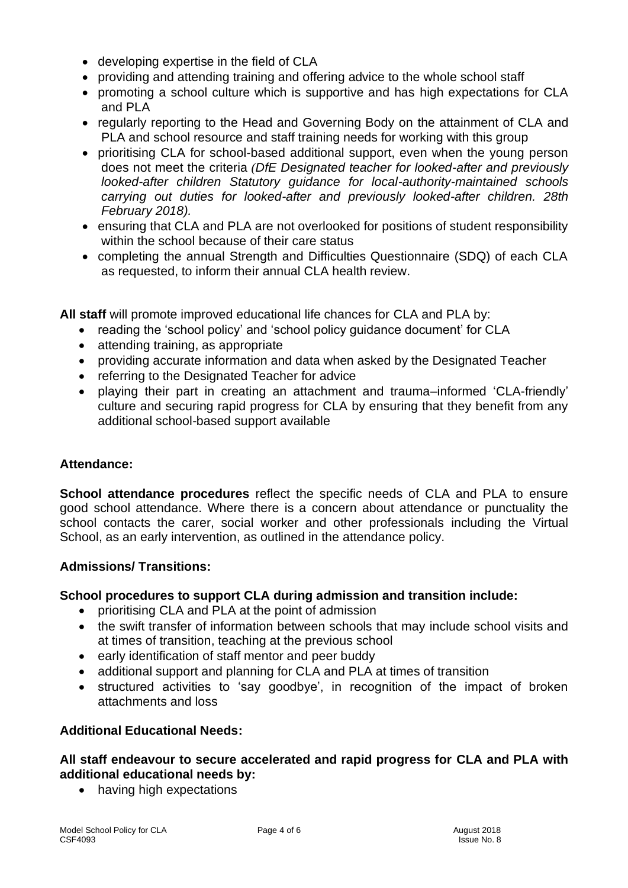- developing expertise in the field of CLA
- providing and attending training and offering advice to the whole school staff
- promoting a school culture which is supportive and has high expectations for CLA and PLA
- regularly reporting to the Head and Governing Body on the attainment of CLA and PLA and school resource and staff training needs for working with this group
- prioritising CLA for school-based additional support, even when the young person does not meet the criteria *(DfE Designated teacher for looked-after and previously looked-after children Statutory guidance for local-authority-maintained schools carrying out duties for looked-after and previously looked-after children. 28th February 2018).*
- ensuring that CLA and PLA are not overlooked for positions of student responsibility within the school because of their care status
- completing the annual Strength and Difficulties Questionnaire (SDQ) of each CLA as requested, to inform their annual CLA health review.

**All staff** will promote improved educational life chances for CLA and PLA by:

- reading the 'school policy' and 'school policy guidance document' for CLA
- attending training, as appropriate
- providing accurate information and data when asked by the Designated Teacher
- referring to the Designated Teacher for advice
- playing their part in creating an attachment and trauma–informed 'CLA-friendly' culture and securing rapid progress for CLA by ensuring that they benefit from any additional school-based support available

**Attendance:**

**School attendance procedures** reflect the specific needs of CLA and PLA to ensure good school attendance. Where there is a concern about attendance or punctuality the school contacts the carer, social worker and other professionals including the Virtual School, as an early intervention, as outlined in the attendance policy.

**Admissions/ Transitions:**

**School procedures to support CLA during admission and transition include:**

- prioritising CLA and PLA at the point of admission
- the swift transfer of information between schools that may include school visits and at times of transition, teaching at the previous school
- early identification of staff mentor and peer buddy
- additional support and planning for CLA and PLA at times of transition
- structured activities to 'say goodbye', in recognition of the impact of broken attachments and loss

**Additional Educational Needs:**

**All staff endeavour to secure accelerated and rapid progress for CLA and PLA with additional educational needs by:**

- having high expectations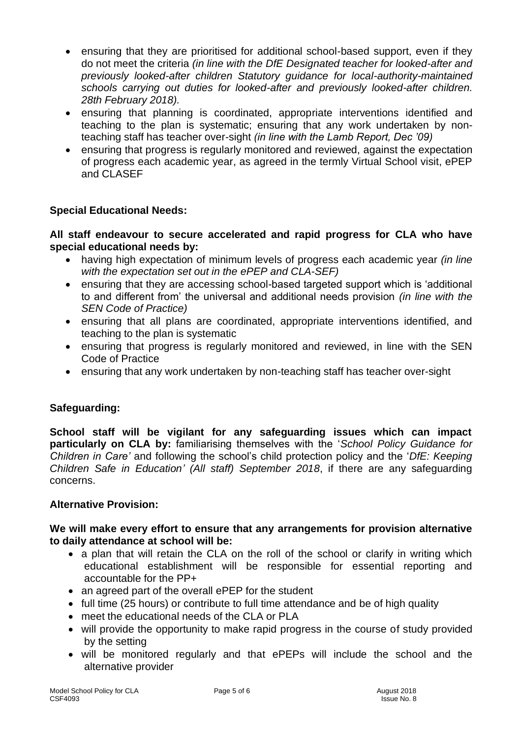- ensuring that they are prioritised for additional school-based support, even if they do not meet the criteria *(in line with the DfE Designated teacher for looked-after and previously looked-after children Statutory guidance for local-authority-maintained schools carrying out duties for looked-after and previously looked-after children. 28th February 2018).*
- ensuring that planning is coordinated, appropriate interventions identified and teaching to the plan is systematic; ensuring that any work undertaken by non-teaching staff has teacher over-sight *(in line with the Lamb Report, Dec '09)*
- ensuring that progress is regularly monitored and reviewed, against the expectation of progress each academic year, as agreed in the termly Virtual School visit, ePEP and CLASEF

**Special Educational Needs:**

**All staff endeavour to secure accelerated and rapid progress for CLA who have special educational needs by:**

- having high expectation of minimum levels of progress each academic year *(in line with the expectation set out in the ePEP and CLA-SEF)*
- ensuring that they are accessing school-based targeted support which is 'additional to and different from' the universal and additional needs provision *(in line with the SEN Code of Practice)*
- ensuring that all plans are coordinated, appropriate interventions identified, and teaching to the plan is systematic
- ensuring that progress is regularly monitored and reviewed, in line with the SEN Code of Practice
- ensuring that any work undertaken by non-teaching staff has teacher over-sight

**Safeguarding:**

**School staff will be vigilant for any safeguarding issues which can impact particularly on CLA by:** familiarising themselves with the '*School Policy Guidance for Children in Care'* and following the school's child protection policy and the '*DfE: Keeping Children Safe in Education' (All staff) September 2018*, if there are any safeguarding concerns.

**Alternative Provision:**

**We will make every effort to ensure that any arrangements for provision alternative to daily attendance at school will be:**

- a plan that will retain the CLA on the roll of the school or clarify in writing which educational establishment will be responsible for essential reporting and accountable for the PP+
- an agreed part of the overall ePEP for the student
- full time (25 hours) or contribute to full time attendance and be of high quality
- meet the educational needs of the CLA or PLA
- will provide the opportunity to make rapid progress in the course of study provided by the setting
- will be monitored regularly and that ePEPs will include the school and the alternative provider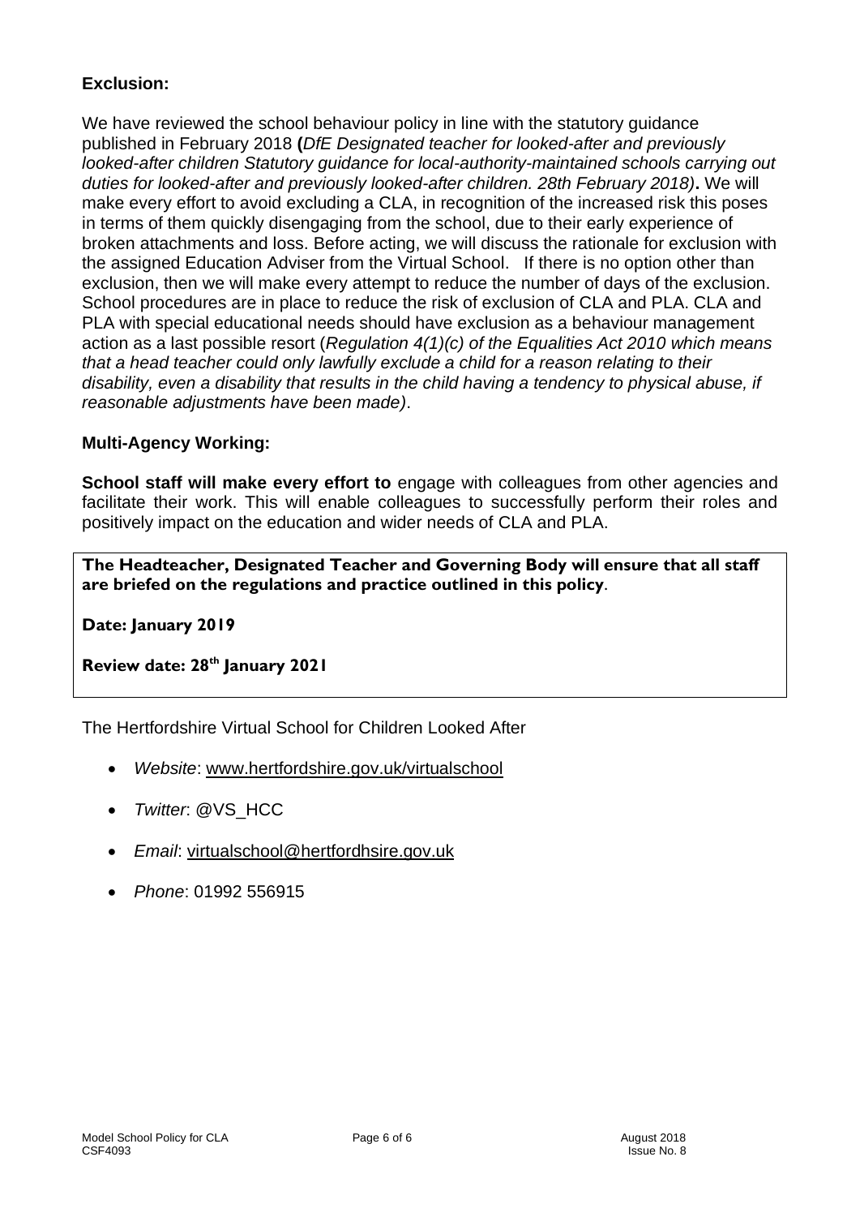**Exclusion:**

We have reviewed the school behaviour policy in line with the statutory guidance published in February 2018 **(***DfE Designated teacher for looked-after and previously looked-after children Statutory guidance for local-authority-maintained schools carrying out duties for looked-after and previously looked-after children. 28th February 2018)***.** We will make every effort to avoid excluding a CLA, in recognition of the increased risk this poses in terms of them quickly disengaging from the school, due to their early experience of broken attachments and loss. Before acting, we will discuss the rationale for exclusion with the assigned Education Adviser from the Virtual School. If there is no option other than exclusion, then we will make every attempt to reduce the number of days of the exclusion. School procedures are in place to reduce the risk of exclusion of CLA and PLA. CLA and PLA with special educational needs should have exclusion as a behaviour management action as a last possible resort (*Regulation 4(1)(c) of the Equalities Act 2010 which means that a head teacher could only lawfully exclude a child for a reason relating to their disability, even a disability that results in the child having a tendency to physical abuse, if reasonable adjustments have been made)*.

**Multi-Agency Working:**

**School staff will make every effort to** engage with colleagues from other agencies and facilitate their work. This will enable colleagues to successfully perform their roles and positively impact on the education and wider needs of CLA and PLA.

**The Headteacher, Designated Teacher and Governing Body will ensure that all staff are briefed on the regulations and practice outlined in this policy**.

**Date: January 2019**

**Review date: 28th January 2021**

The Hertfordshire Virtual School for Children Looked After

- *Website*: www.hertfordshire.gov.uk/virtualschool
- *Twitter*: @VS_HCC
- *Email*: virtualschool@hertfordhsire.gov.uk
- *Phone*: 01992 556915